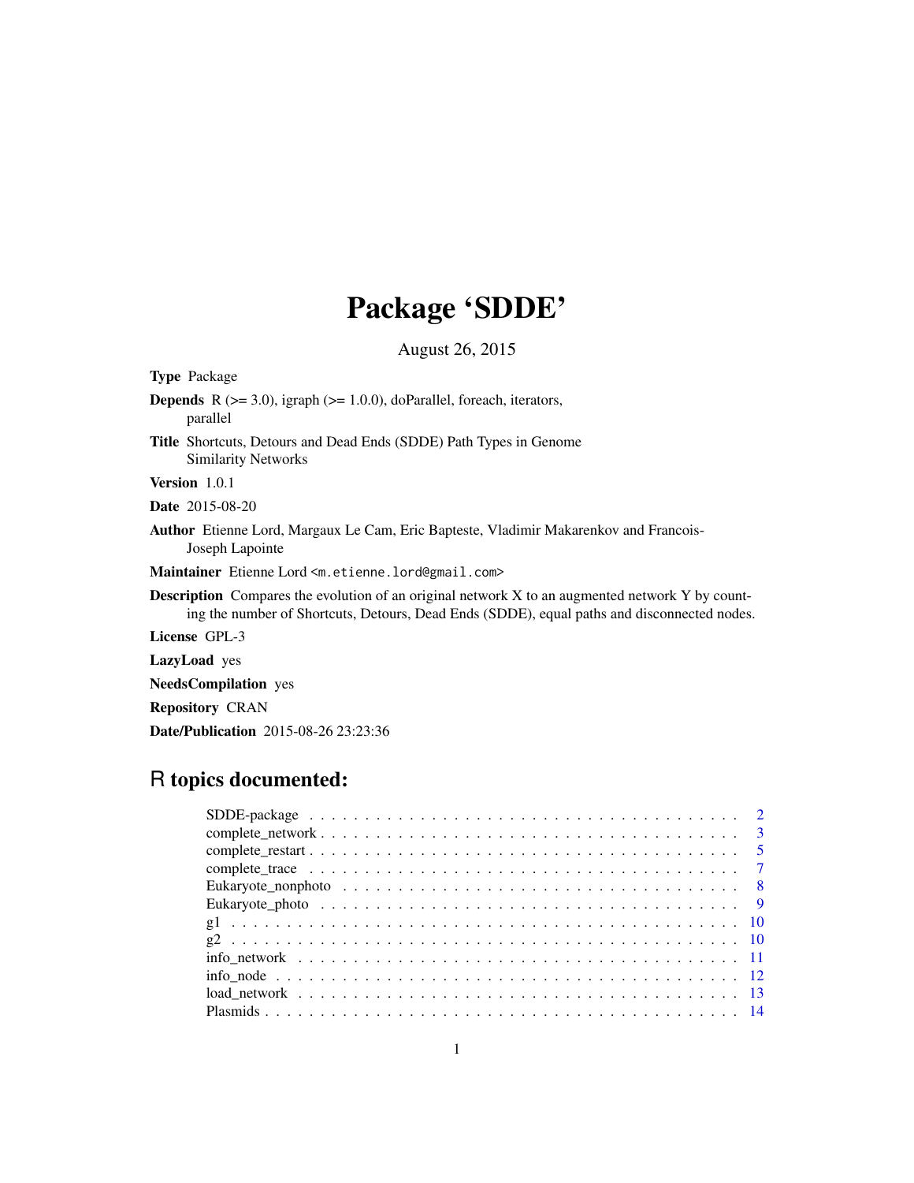# Package 'SDDE'

August 26, 2015

**Type** Package

**Depends** R (>= 3.0), igraph (>= 1.0.0), doParallel, foreach, iterators, parallel

**Title** Shortcuts, Detours and Dead Ends (SDDE) Path Types in Genome Similarity Networks

**Version** 1.0.1

**Date** 2015-08-20

**Author** Etienne Lord, Margaux Le Cam, Eric Bapteste, Vladimir Makarenkov and Francois-Joseph Lapointe

**Maintainer** Etienne Lord <m.etienne.lord@gmail.com>

**Description** Compares the evolution of an original network X to an augmented network Y by counting the number of Shortcuts, Detours, Dead Ends (SDDE), equal paths and disconnected nodes.

**License** GPL-3

**LazyLoad** yes

**NeedsCompilation** yes

**Repository** CRAN

**Date/Publication** 2015-08-26 23:23:36

## R topics documented:

- SDDE-package . . . . . . . . . . . . . . . . . . . . . . . . . . . . . . . . . . . . . . . . 2
- complete_network . . . . . . . . . . . . . . . . . . . . . . . . . . . . . . . . . . . . . . 3
- complete_restart . . . . . . . . . . . . . . . . . . . . . . . . . . . . . . . . . . . . . . 5
- complete_trace . . . . . . . . . . . . . . . . . . . . . . . . . . . . . . . . . . . . . . . 7
- Eukaryote_nonphoto . . . . . . . . . . . . . . . . . . . . . . . . . . . . . . . . . . . . 8
- Eukaryote_photo . . . . . . . . . . . . . . . . . . . . . . . . . . . . . . . . . . . . . . 9
- g1 . . . . . . . . . . . . . . . . . . . . . . . . . . . . . . . . . . . . . . . . . . . . . 10
- g2 . . . . . . . . . . . . . . . . . . . . . . . . . . . . . . . . . . . . . . . . . . . . . 10
- info_network . . . . . . . . . . . . . . . . . . . . . . . . . . . . . . . . . . . . . . . . 11
- info_node . . . . . . . . . . . . . . . . . . . . . . . . . . . . . . . . . . . . . . . . . 12
- load_network . . . . . . . . . . . . . . . . . . . . . . . . . . . . . . . . . . . . . . . . 13
- Plasmids . . . . . . . . . . . . . . . . . . . . . . . . . . . . . . . . . . . . . . . . . . 14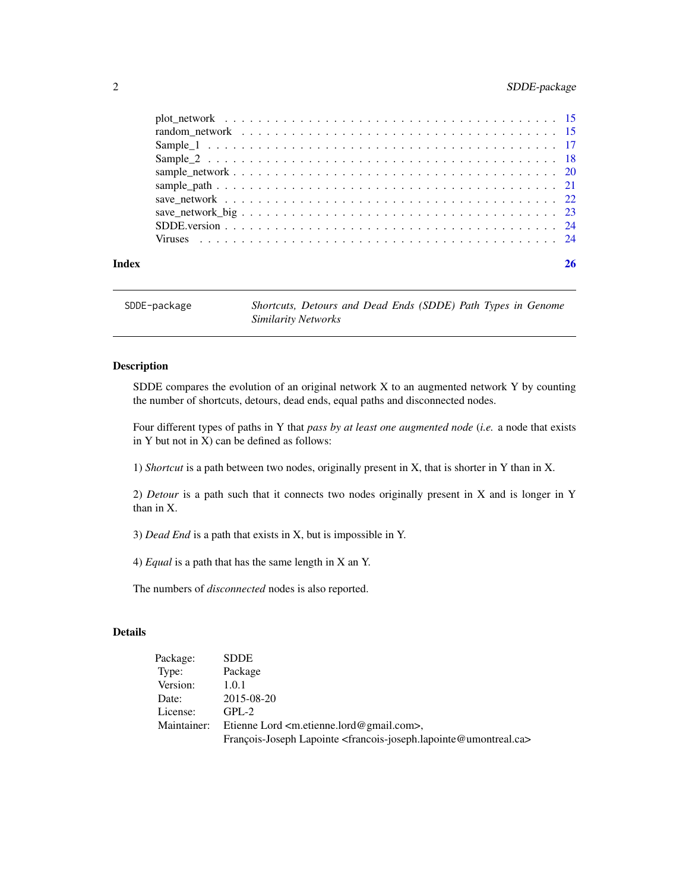plot_network . . . . . . . . . . . . . . . . . . . . . . . . . . . . . . . . . . . . . 15
random_network . . . . . . . . . . . . . . . . . . . . . . . . . . . . . . . . . . . . 15
Sample_1 . . . . . . . . . . . . . . . . . . . . . . . . . . . . . . . . . . . . . . . 17
Sample_2 . . . . . . . . . . . . . . . . . . . . . . . . . . . . . . . . . . . . . . . 18
sample_network . . . . . . . . . . . . . . . . . . . . . . . . . . . . . . . . . . . . 20
sample_path . . . . . . . . . . . . . . . . . . . . . . . . . . . . . . . . . . . . . . 21
save_network . . . . . . . . . . . . . . . . . . . . . . . . . . . . . . . . . . . . . 22
save_network_big . . . . . . . . . . . . . . . . . . . . . . . . . . . . . . . . . . . 23
SDDE.version . . . . . . . . . . . . . . . . . . . . . . . . . . . . . . . . . . . . . 24
Viruses . . . . . . . . . . . . . . . . . . . . . . . . . . . . . . . . . . . . . . . . 24

**Index** **26**

---

`SDDE-package` *Shortcuts, Detours and Dead Ends (SDDE) Path Types in Genome Similarity Networks*

---

## Description

SDDE compares the evolution of an original network X to an augmented network Y by counting the number of shortcuts, detours, dead ends, equal paths and disconnected nodes.

Four different types of paths in Y that *pass by at least one augmented node* (*i.e.* a node that exists in Y but not in X) can be defined as follows:

1) *Shortcut* is a path between two nodes, originally present in X, that is shorter in Y than in X.

2) *Detour* is a path such that it connects two nodes originally present in X and is longer in Y than in X.

3) *Dead End* is a path that exists in X, but is impossible in Y.

4) *Equal* is a path that has the same length in X an Y.

The numbers of *disconnected* nodes is also reported.

## Details

| | |
|---|---|
| Package: | SDDE |
| Type: | Package |
| Version: | 1.0.1 |
| Date: | 2015-08-20 |
| License: | GPL-2 |
| Maintainer: | Etienne Lord <m.etienne.lord@gmail.com>, François-Joseph Lapointe <francois-joseph.lapointe@umontreal.ca> |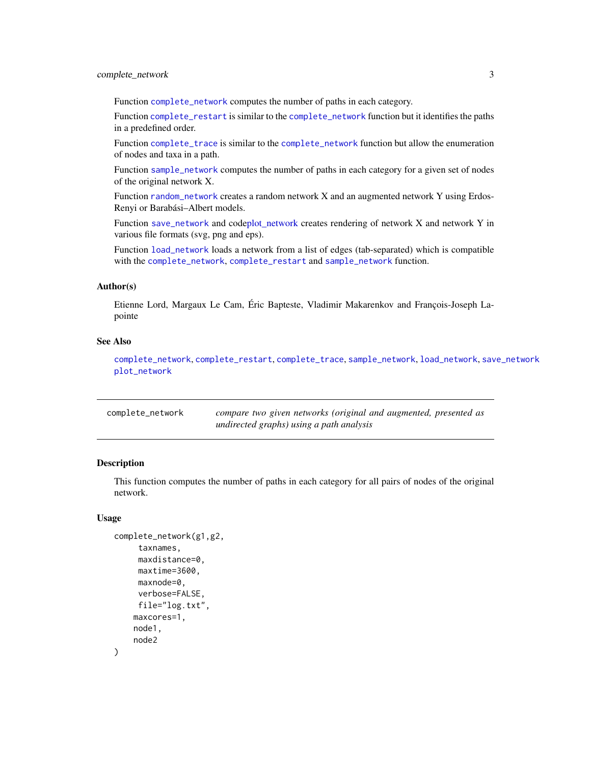Function complete_network computes the number of paths in each category.

Function complete_restart is similar to the complete_network function but it identifies the paths in a predefined order.

Function complete_trace is similar to the complete_network function but allow the enumeration of nodes and taxa in a path.

Function sample_network computes the number of paths in each category for a given set of nodes of the original network X.

Function random_network creates a random network X and an augmented network Y using Erdos-Renyi or Barabási–Albert models.

Function save_network and codeplot_network creates rendering of network X and network Y in various file formats (svg, png and eps).

Function load_network loads a network from a list of edges (tab-separated) which is compatible with the complete_network, complete_restart and sample_network function.

### Author(s)

Etienne Lord, Margaux Le Cam, Éric Bapteste, Vladimir Makarenkov and François-Joseph Lapointe

### See Also

complete_network, complete_restart, complete_trace, sample_network, load_network, save_network plot_network

---

## complete_network — *compare two given networks (original and augmented, presented as undirected graphs) using a path analysis*

---

### Description

This function computes the number of paths in each category for all pairs of nodes of the original network.

### Usage

```
complete_network(g1,g2,
      taxnames,
      maxdistance=0,
      maxtime=3600,
      maxnode=0,
      verbose=FALSE,
      file="log.txt",
     maxcores=1,
     node1,
     node2
)
```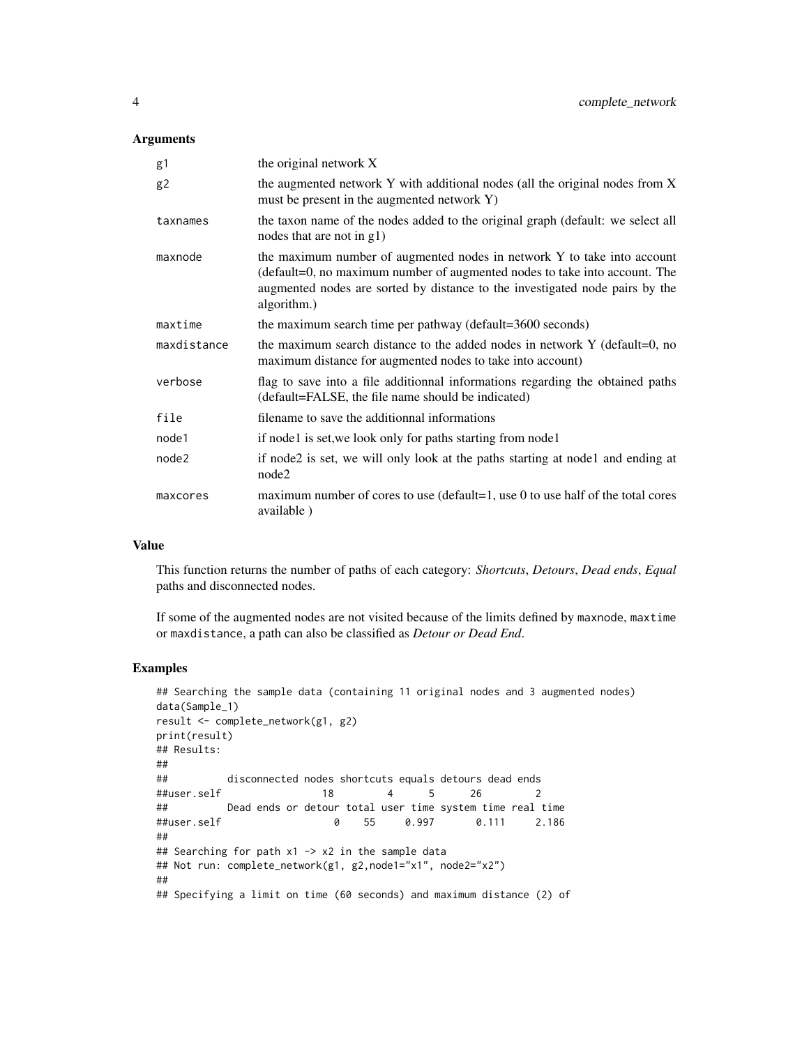## Arguments

| | |
|---|---|
| g1 | the original network X |
| g2 | the augmented network Y with additional nodes (all the original nodes from X must be present in the augmented network Y) |
| taxnames | the taxon name of the nodes added to the original graph (default: we select all nodes that are not in g1) |
| maxnode | the maximum number of augmented nodes in network Y to take into account (default=0, no maximum number of augmented nodes to take into account. The augmented nodes are sorted by distance to the investigated node pairs by the algorithm.) |
| maxtime | the maximum search time per pathway (default=3600 seconds) |
| maxdistance | the maximum search distance to the added nodes in network Y (default=0, no maximum distance for augmented nodes to take into account) |
| verbose | flag to save into a file additionnal informations regarding the obtained paths (default=FALSE, the file name should be indicated) |
| file | filename to save the additionnal informations |
| node1 | if node1 is set,we look only for paths starting from node1 |
| node2 | if node2 is set, we will only look at the paths starting at node1 and ending at node2 |
| maxcores | maximum number of cores to use (default=1, use 0 to use half of the total cores available ) |

## Value

This function returns the number of paths of each category: *Shortcuts*, *Detours*, *Dead ends*, *Equal* paths and disconnected nodes.

If some of the augmented nodes are not visited because of the limits defined by maxnode, maxtime or maxdistance, a path can also be classified as *Detour or Dead End*.

## Examples

```
## Searching the sample data (containing 11 original nodes and 3 augmented nodes)
data(Sample_1)
result <- complete_network(g1, g2)
print(result)
## Results:
##
##          disconnected nodes shortcuts equals detours dead ends
##user.self                 18         4      5      26         2
##          Dead ends or detour total user time system time real time
##user.self                   0    55     0.997       0.111     2.186
##
## Searching for path x1 -> x2 in the sample data
## Not run: complete_network(g1, g2,node1="x1", node2="x2")
##
## Specifying a limit on time (60 seconds) and maximum distance (2) of
```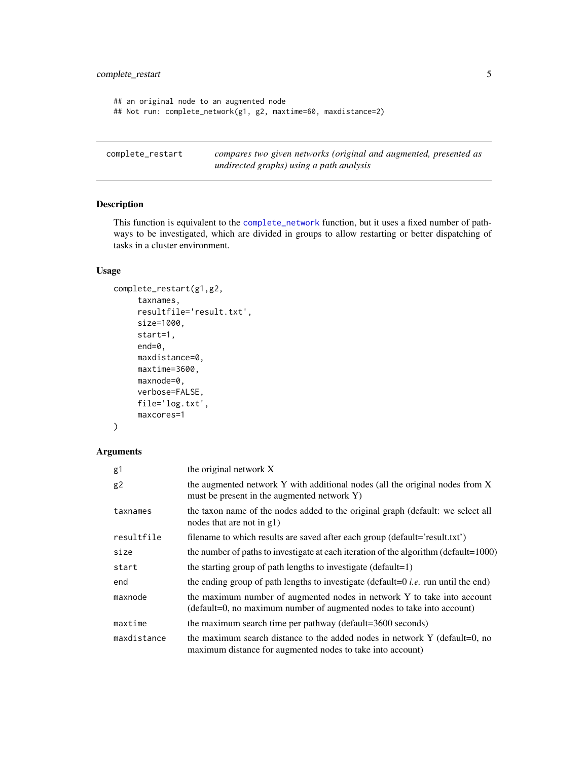```
## an original node to an augmented node
## Not run: complete_network(g1, g2, maxtime=60, maxdistance=2)
```

---

`complete_restart` *compares two given networks (original and augmented, presented as undirected graphs) using a path analysis*

---

## Description

This function is equivalent to the `complete_network` function, but it uses a fixed number of pathways to be investigated, which are divided in groups to allow restarting or better dispatching of tasks in a cluster environment.

## Usage

```
complete_restart(g1,g2,
     taxnames,
     resultfile='result.txt',
     size=1000,
     start=1,
     end=0,
     maxdistance=0,
     maxtime=3600,
     maxnode=0,
     verbose=FALSE,
     file='log.txt',
     maxcores=1
)
```

## Arguments

| | |
|---|---|
| `g1` | the original network X |
| `g2` | the augmented network Y with additional nodes (all the original nodes from X must be present in the augmented network Y) |
| `taxnames` | the taxon name of the nodes added to the original graph (default: we select all nodes that are not in g1) |
| `resultfile` | filename to which results are saved after each group (default='result.txt') |
| `size` | the number of paths to investigate at each iteration of the algorithm (default=1000) |
| `start` | the starting group of path lengths to investigate (default=1) |
| `end` | the ending group of path lengths to investigate (default=0 *i.e.* run until the end) |
| `maxnode` | the maximum number of augmented nodes in network Y to take into account (default=0, no maximum number of augmented nodes to take into account) |
| `maxtime` | the maximum search time per pathway (default=3600 seconds) |
| `maxdistance` | the maximum search distance to the added nodes in network Y (default=0, no maximum distance for augmented nodes to take into account) |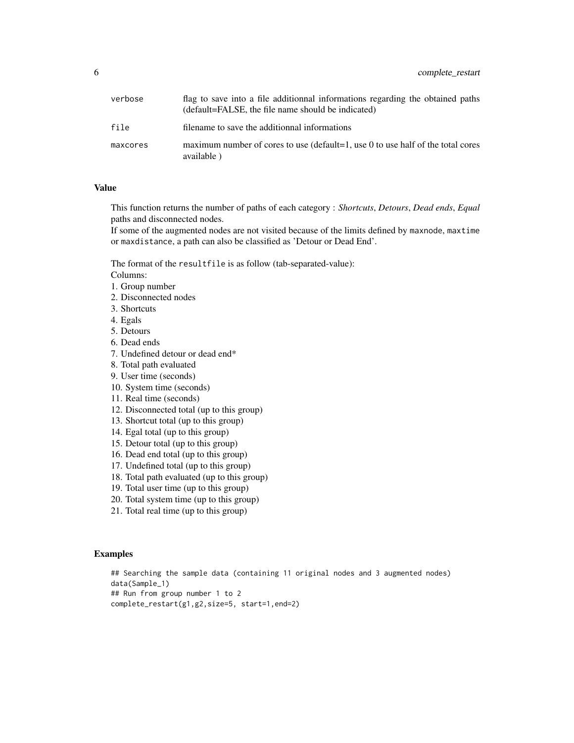| | |
|---|---|
| verbose | flag to save into a file additionnal informations regarding the obtained paths (default=FALSE, the file name should be indicated) |
| file | filename to save the additionnal informations |
| maxcores | maximum number of cores to use (default=1, use 0 to use half of the total cores available ) |

## Value

This function returns the number of paths of each category : *Shortcuts*, *Detours*, *Dead ends*, *Equal* paths and disconnected nodes.
If some of the augmented nodes are not visited because of the limits defined by `maxnode`, `maxtime` or `maxdistance`, a path can also be classified as 'Detour or Dead End'.

The format of the `resultfile` is as follow (tab-separated-value):
Columns:
1. Group number
2. Disconnected nodes
3. Shortcuts
4. Egals
5. Detours
6. Dead ends
7. Undefined detour or dead end*
8. Total path evaluated
9. User time (seconds)
10. System time (seconds)
11. Real time (seconds)
12. Disconnected total (up to this group)
13. Shortcut total (up to this group)
14. Egal total (up to this group)
15. Detour total (up to this group)
16. Dead end total (up to this group)
17. Undefined total (up to this group)
18. Total path evaluated (up to this group)
19. Total user time (up to this group)
20. Total system time (up to this group)
21. Total real time (up to this group)

## Examples

```
## Searching the sample data (containing 11 original nodes and 3 augmented nodes)
data(Sample_1)
## Run from group number 1 to 2
complete_restart(g1,g2,size=5, start=1,end=2)
```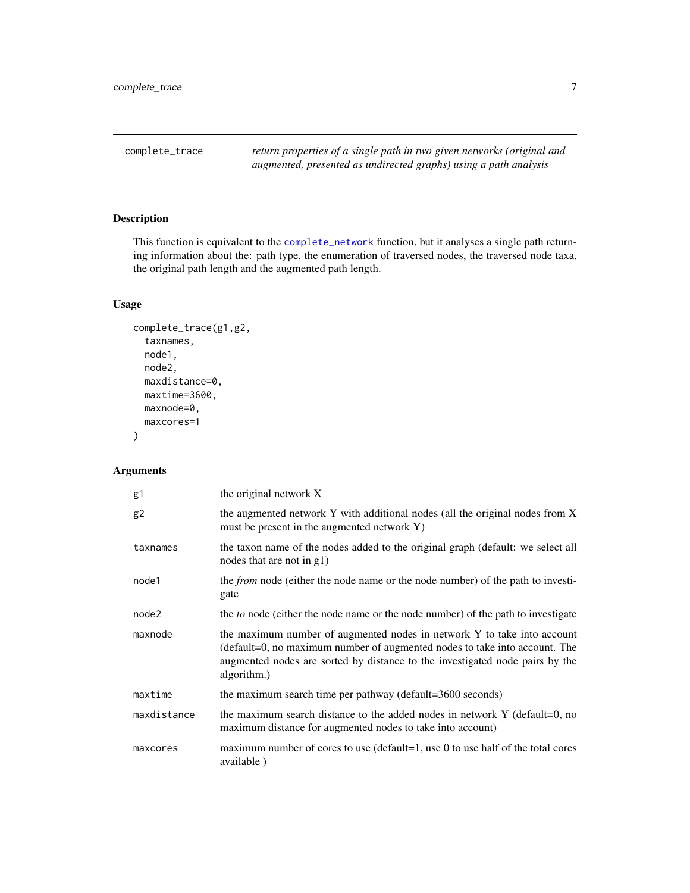complete_trace — *return properties of a single path in two given networks (original and augmented, presented as undirected graphs) using a path analysis*

## Description

This function is equivalent to the complete_network function, but it analyses a single path returning information about the: path type, the enumeration of traversed nodes, the traversed node taxa, the original path length and the augmented path length.

## Usage

```
complete_trace(g1,g2,
  taxnames,
  node1,
  node2,
  maxdistance=0,
  maxtime=3600,
  maxnode=0,
  maxcores=1
)
```

## Arguments

| Argument | Description |
|---|---|
| g1 | the original network X |
| g2 | the augmented network Y with additional nodes (all the original nodes from X must be present in the augmented network Y) |
| taxnames | the taxon name of the nodes added to the original graph (default: we select all nodes that are not in g1) |
| node1 | the *from* node (either the node name or the node number) of the path to investigate |
| node2 | the *to* node (either the node name or the node number) of the path to investigate |
| maxnode | the maximum number of augmented nodes in network Y to take into account (default=0, no maximum number of augmented nodes to take into account. The augmented nodes are sorted by distance to the investigated node pairs by the algorithm.) |
| maxtime | the maximum search time per pathway (default=3600 seconds) |
| maxdistance | the maximum search distance to the added nodes in network Y (default=0, no maximum distance for augmented nodes to take into account) |
| maxcores | maximum number of cores to use (default=1, use 0 to use half of the total cores available ) |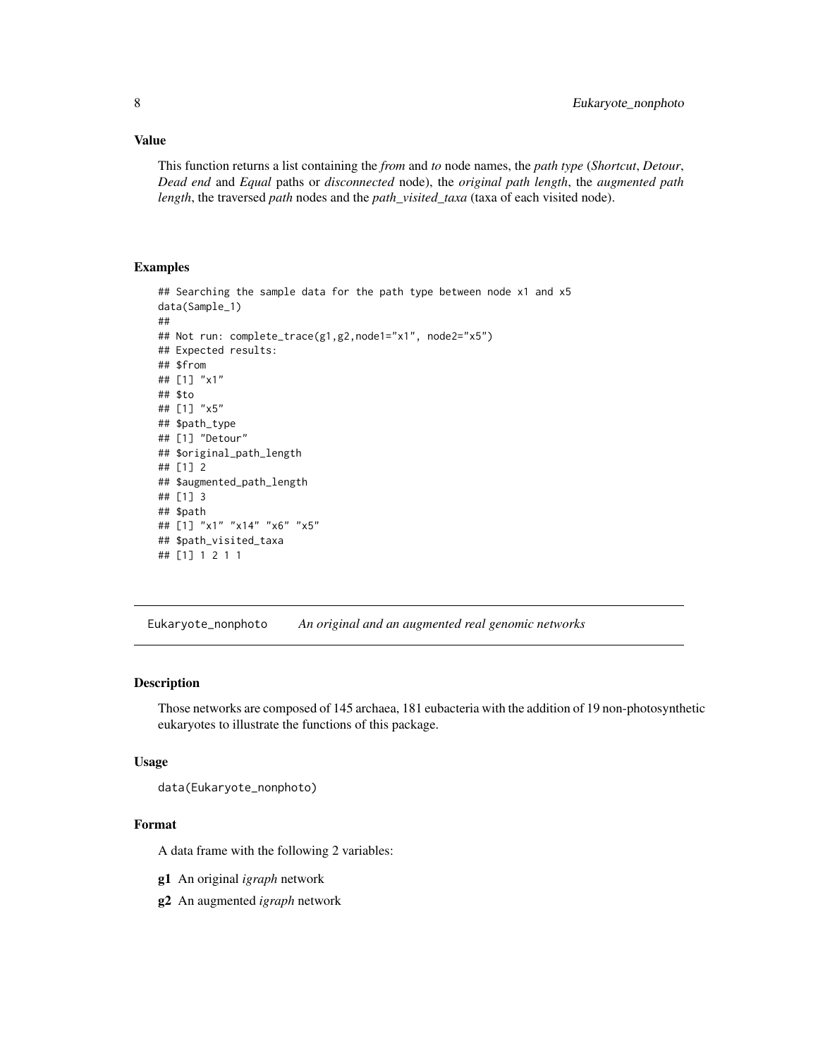### Value

This function returns a list containing the *from* and *to* node names, the *path type* (*Shortcut*, *Detour*, *Dead end* and *Equal* paths or *disconnected* node), the *original path length*, the *augmented path length*, the traversed *path* nodes and the *path_visited_taxa* (taxa of each visited node).

### Examples

```
## Searching the sample data for the path type between node x1 and x5
data(Sample_1)
##
## Not run: complete_trace(g1,g2,node1="x1", node2="x5")
## Expected results:
## $from
## [1] "x1"
## $to
## [1] "x5"
## $path_type
## [1] "Detour"
## $original_path_length
## [1] 2
## $augmented_path_length
## [1] 3
## $path
## [1] "x1" "x14" "x6" "x5"
## $path_visited_taxa
## [1] 1 2 1 1
```

---

## Eukaryote_nonphoto    *An original and an augmented real genomic networks*

---

### Description

Those networks are composed of 145 archaea, 181 eubacteria with the addition of 19 non-photosynthetic eukaryotes to illustrate the functions of this package.

### Usage

```
data(Eukaryote_nonphoto)
```

### Format

A data frame with the following 2 variables:

**g1** An original *igraph* network

**g2** An augmented *igraph* network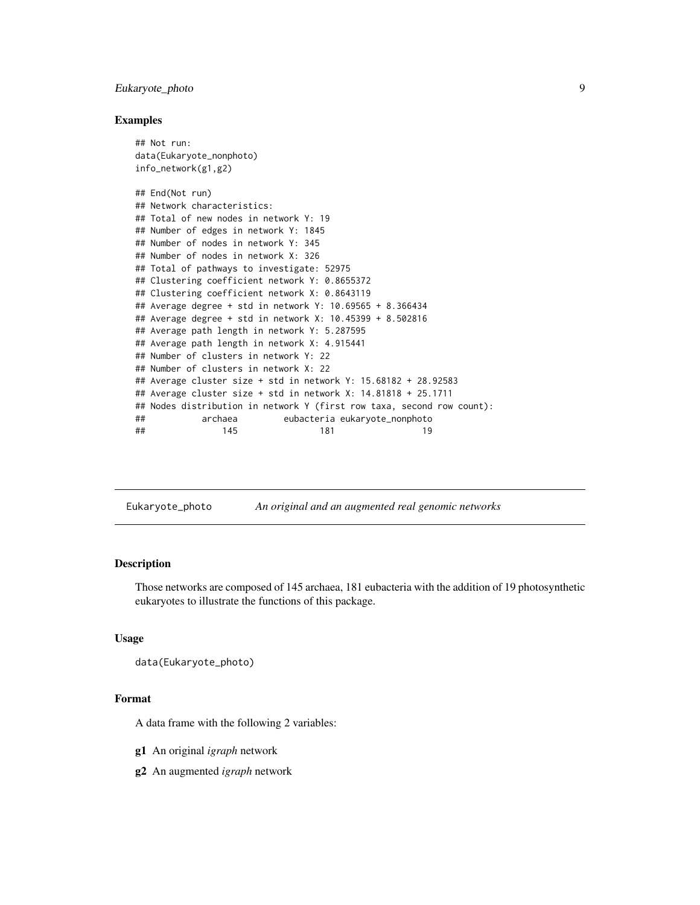## Examples

```
## Not run:
data(Eukaryote_nonphoto)
info_network(g1,g2)

## End(Not run)
## Network characteristics:
## Total of new nodes in network Y: 19
## Number of edges in network Y: 1845
## Number of nodes in network Y: 345
## Number of nodes in network X: 326
## Total of pathways to investigate: 52975
## Clustering coefficient network Y: 0.8655372
## Clustering coefficient network X: 0.8643119
## Average degree + std in network Y: 10.69565 + 8.366434
## Average degree + std in network X: 10.45399 + 8.502816
## Average path length in network Y: 5.287595
## Average path length in network X: 4.915441
## Number of clusters in network Y: 22
## Number of clusters in network X: 22
## Average cluster size + std in network Y: 15.68182 + 28.92583
## Average cluster size + std in network X: 14.81818 + 25.1711
## Nodes distribution in network Y (first row taxa, second row count):
##           archaea         eubacteria eukaryote_nonphoto
##              145                181                 19
```

---

# Eukaryote_photo — *An original and an augmented real genomic networks*

## Description

Those networks are composed of 145 archaea, 181 eubacteria with the addition of 19 photosynthetic eukaryotes to illustrate the functions of this package.

## Usage

```
data(Eukaryote_photo)
```

## Format

A data frame with the following 2 variables:

- **g1** An original *igraph* network
- **g2** An augmented *igraph* network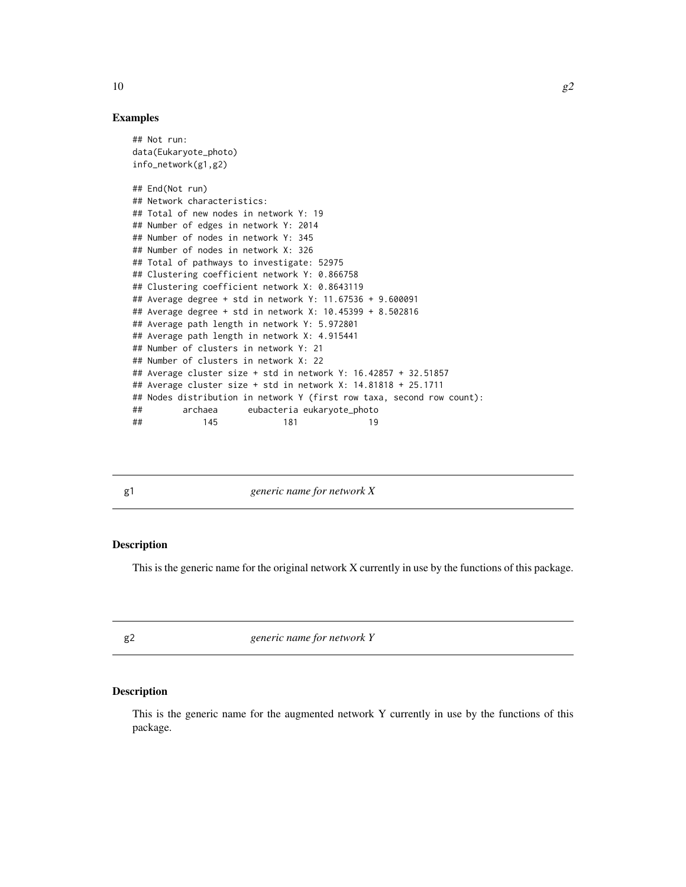## Examples

```
## Not run:
data(Eukaryote_photo)
info_network(g1,g2)

## End(Not run)
## Network characteristics:
## Total of new nodes in network Y: 19
## Number of edges in network Y: 2014
## Number of nodes in network Y: 345
## Number of nodes in network X: 326
## Total of pathways to investigate: 52975
## Clustering coefficient network Y: 0.866758
## Clustering coefficient network X: 0.8643119
## Average degree + std in network Y: 11.67536 + 9.600091
## Average degree + std in network X: 10.45399 + 8.502816
## Average path length in network Y: 5.972801
## Average path length in network X: 4.915441
## Number of clusters in network Y: 21
## Number of clusters in network X: 22
## Average cluster size + std in network Y: 16.42857 + 32.51857
## Average cluster size + std in network X: 14.81818 + 25.1711
## Nodes distribution in network Y (first row taxa, second row count):
##        archaea      eubacteria eukaryote_photo
##            145             181              19
```

---

# g1 *generic name for network X*

## Description

This is the generic name for the original network X currently in use by the functions of this package.

---

# g2 *generic name for network Y*

## Description

This is the generic name for the augmented network Y currently in use by the functions of this package.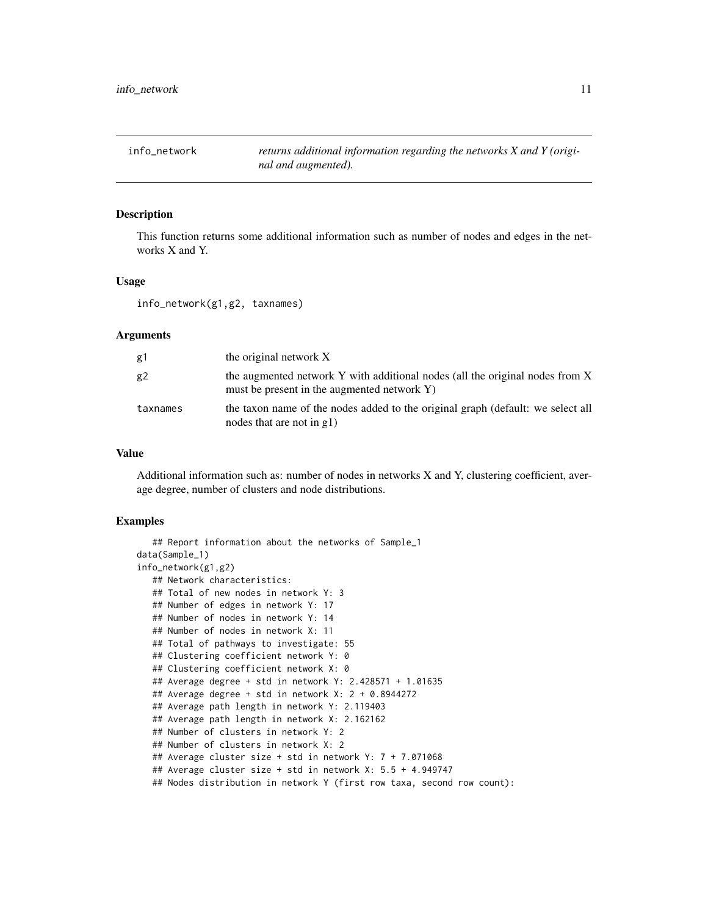## info_network — *returns additional information regarding the networks X and Y (original and augmented).*

### Description

This function returns some additional information such as number of nodes and edges in the networks X and Y.

### Usage

```
info_network(g1,g2, taxnames)
```

### Arguments

| | |
|---|---|
| g1 | the original network X |
| g2 | the augmented network Y with additional nodes (all the original nodes from X must be present in the augmented network Y) |
| taxnames | the taxon name of the nodes added to the original graph (default: we select all nodes that are not in g1) |

### Value

Additional information such as: number of nodes in networks X and Y, clustering coefficient, average degree, number of clusters and node distributions.

### Examples

```
   ## Report information about the networks of Sample_1
data(Sample_1)
info_network(g1,g2)
   ## Network characteristics:
   ## Total of new nodes in network Y: 3
   ## Number of edges in network Y: 17
   ## Number of nodes in network Y: 14
   ## Number of nodes in network X: 11
   ## Total of pathways to investigate: 55
   ## Clustering coefficient network Y: 0
   ## Clustering coefficient network X: 0
   ## Average degree + std in network Y: 2.428571 + 1.01635
   ## Average degree + std in network X: 2 + 0.8944272
   ## Average path length in network Y: 2.119403
   ## Average path length in network X: 2.162162
   ## Number of clusters in network Y: 2
   ## Number of clusters in network X: 2
   ## Average cluster size + std in network Y: 7 + 7.071068
   ## Average cluster size + std in network X: 5.5 + 4.949747
   ## Nodes distribution in network Y (first row taxa, second row count):
```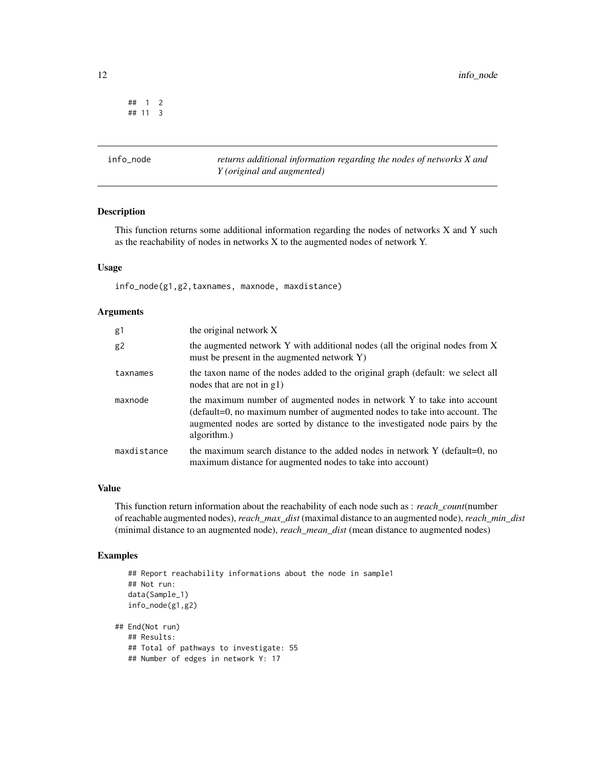```
## 1 2
## 11 3
```

## info_node

*returns additional information regarding the nodes of networks X and Y (original and augmented)*

### Description

This function returns some additional information regarding the nodes of networks X and Y such as the reachability of nodes in networks X to the augmented nodes of network Y.

### Usage

```
info_node(g1,g2,taxnames, maxnode, maxdistance)
```

### Arguments

| | |
|---|---|
| g1 | the original network X |
| g2 | the augmented network Y with additional nodes (all the original nodes from X must be present in the augmented network Y) |
| taxnames | the taxon name of the nodes added to the original graph (default: we select all nodes that are not in g1) |
| maxnode | the maximum number of augmented nodes in network Y to take into account (default=0, no maximum number of augmented nodes to take into account. The augmented nodes are sorted by distance to the investigated node pairs by the algorithm.) |
| maxdistance | the maximum search distance to the added nodes in network Y (default=0, no maximum distance for augmented nodes to take into account) |

### Value

This function return information about the reachability of each node such as : *reach_count*(number of reachable augmented nodes), *reach_max_dist* (maximal distance to an augmented node), *reach_min_dist* (minimal distance to an augmented node), *reach_mean_dist* (mean distance to augmented nodes)

### Examples

```
## Report reachability informations about the node in sample1
## Not run:
data(Sample_1)
info_node(g1,g2)

## End(Not run)
## Results:
## Total of pathways to investigate: 55
## Number of edges in network Y: 17
```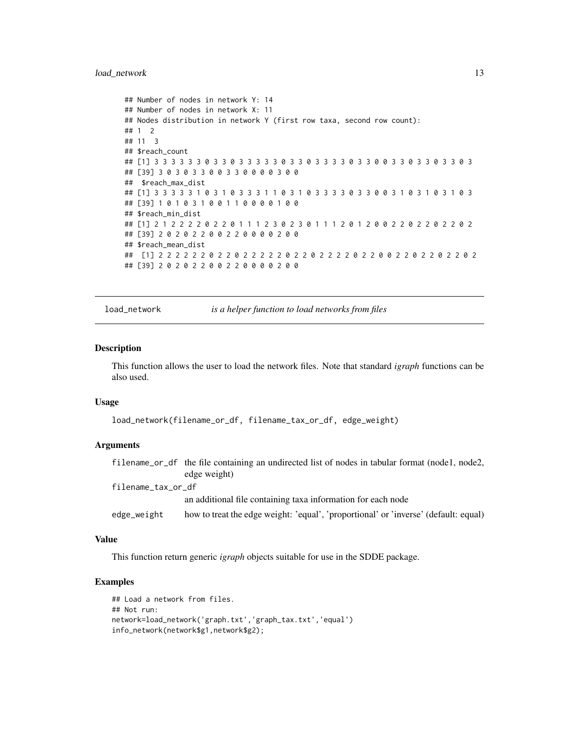```
## Number of nodes in network Y: 14
## Number of nodes in network X: 11
## Nodes distribution in network Y (first row taxa, second row count):
## 1  2
## 11  3
## $reach_count
## [1] 3 3 3 3 3 3 0 3 3 0 3 3 3 3 3 0 3 3 0 3 3 3 3 0 3 3 0 0 3 3 0 3 3 0 3 3 0 3
## [39] 3 0 3 0 3 3 0 0 3 3 0 0 0 0 3 0 0
##  $reach_max_dist
## [1] 3 3 3 3 3 1 0 3 1 0 3 3 3 1 1 0 3 1 0 3 3 3 3 0 3 3 0 0 3 1 0 3 1 0 3 1 0 3
## [39] 1 0 1 0 3 1 0 0 1 1 0 0 0 0 1 0 0
## $reach_min_dist
## [1] 2 1 2 2 2 2 0 2 2 0 1 1 1 2 3 0 2 3 0 1 1 1 2 0 1 2 0 0 2 2 0 2 2 0 2 2 0 2
## [39] 2 0 2 0 2 2 2 0 0 2 2 0 0 0 0 2 0 0
## $reach_mean_dist
##  [1] 2 2 2 2 2 2 0 2 2 0 2 2 2 2 2 0 2 2 0 2 2 2 2 0 2 2 0 0 2 2 0 2 2 0 2 2 0 2
## [39] 2 0 2 0 2 2 2 0 0 2 2 0 0 0 0 2 0 0
```

---

## load_network — *is a helper function to load networks from files*

### Description

This function allows the user to load the network files. Note that standard *igraph* functions can be also used.

### Usage

```
load_network(filename_or_df, filename_tax_or_df, edge_weight)
```

### Arguments

| | |
|---|---|
| filename_or_df | the file containing an undirected list of nodes in tabular format (node1, node2, edge weight) |
| filename_tax_or_df | an additional file containing taxa information for each node |
| edge_weight | how to treat the edge weight: 'equal', 'proportional' or 'inverse' (default: equal) |

### Value

This function return generic *igraph* objects suitable for use in the SDDE package.

### Examples

```
## Load a network from files.
## Not run:
network=load_network('graph.txt','graph_tax.txt','equal')
info_network(network$g1,network$g2);
```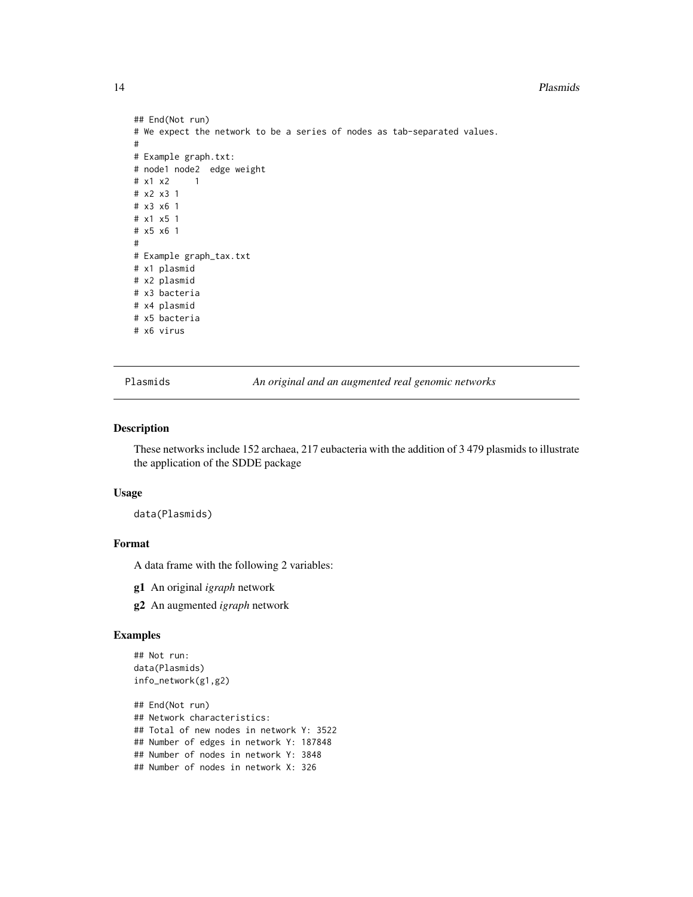```
## End(Not run)
# We expect the network to be a series of nodes as tab-separated values.
#
# Example graph.txt:
# node1 node2  edge weight
# x1 x2     1
# x2 x3 1
# x3 x6 1
# x1 x5 1
# x5 x6 1
#
# Example graph_tax.txt
# x1 plasmid
# x2 plasmid
# x3 bacteria
# x4 plasmid
# x5 bacteria
# x6 virus
```

---

Plasmids — *An original and an augmented real genomic networks*

---

### Description

These networks include 152 archaea, 217 eubacteria with the addition of 3 479 plasmids to illustrate the application of the SDDE package

### Usage

```
data(Plasmids)
```

### Format

A data frame with the following 2 variables:

**g1** An original *igraph* network

**g2** An augmented *igraph* network

### Examples

```
## Not run:
data(Plasmids)
info_network(g1,g2)

## End(Not run)
## Network characteristics:
## Total of new nodes in network Y: 3522
## Number of edges in network Y: 187848
## Number of nodes in network Y: 3848
## Number of nodes in network X: 326
```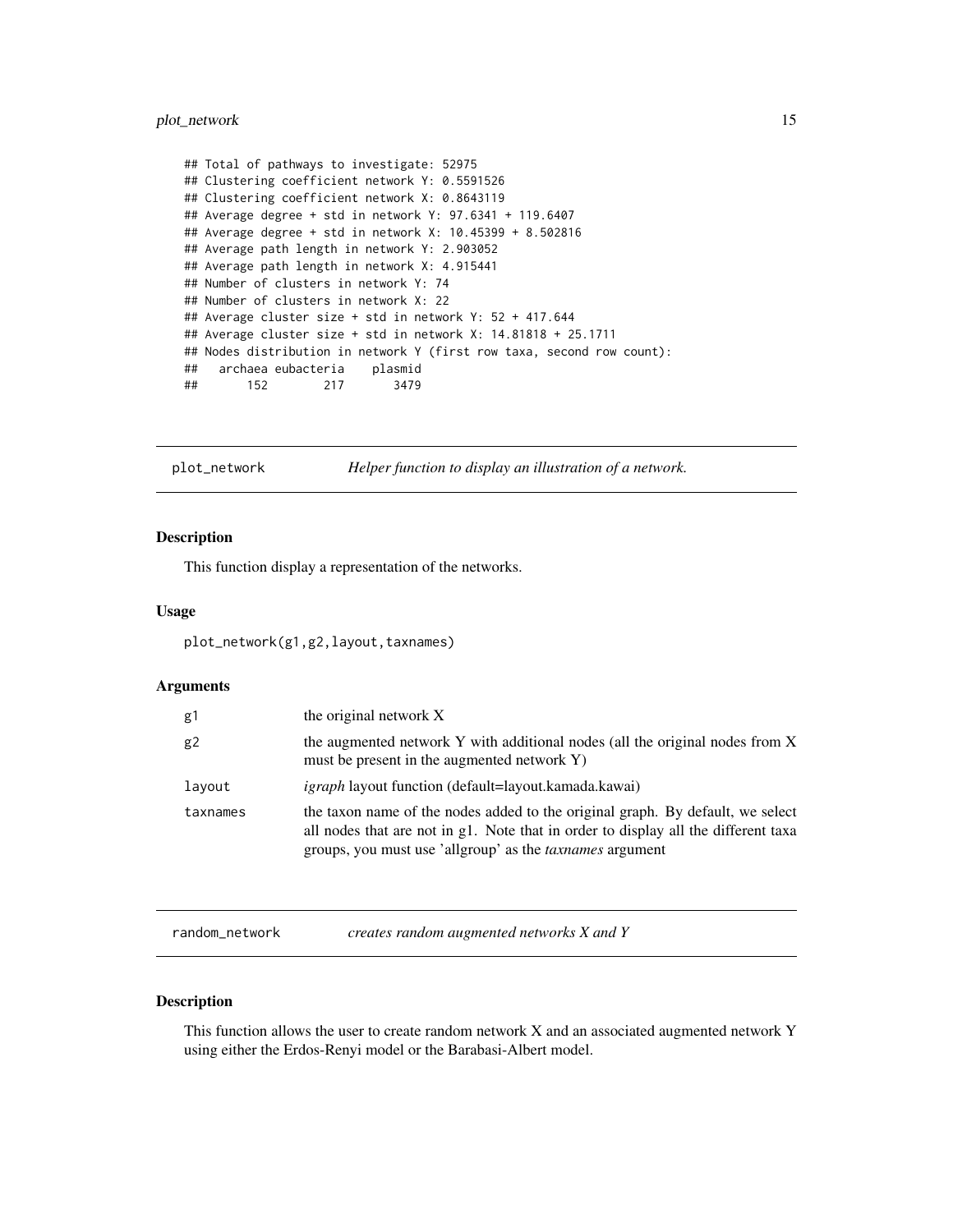```
## Total of pathways to investigate: 52975
## Clustering coefficient network Y: 0.5591526
## Clustering coefficient network X: 0.8643119
## Average degree + std in network Y: 97.6341 + 119.6407
## Average degree + std in network X: 10.45399 + 8.502816
## Average path length in network Y: 2.903052
## Average path length in network X: 4.915441
## Number of clusters in network Y: 74
## Number of clusters in network X: 22
## Average cluster size + std in network Y: 52 + 417.644
## Average cluster size + std in network X: 14.81818 + 25.1711
## Nodes distribution in network Y (first row taxa, second row count):
##   archaea eubacteria    plasmid
##       152        217       3479
```

## plot_network — *Helper function to display an illustration of a network.*

### Description

This function display a representation of the networks.

### Usage

```
plot_network(g1,g2,layout,taxnames)
```

### Arguments

| | |
|---|---|
| g1 | the original network X |
| g2 | the augmented network Y with additional nodes (all the original nodes from X must be present in the augmented network Y) |
| layout | *igraph* layout function (default=layout.kamada.kawai) |
| taxnames | the taxon name of the nodes added to the original graph. By default, we select all nodes that are not in g1. Note that in order to display all the different taxa groups, you must use 'allgroup' as the *taxnames* argument |

## random_network — *creates random augmented networks X and Y*

### Description

This function allows the user to create random network X and an associated augmented network Y using either the Erdos-Renyi model or the Barabasi-Albert model.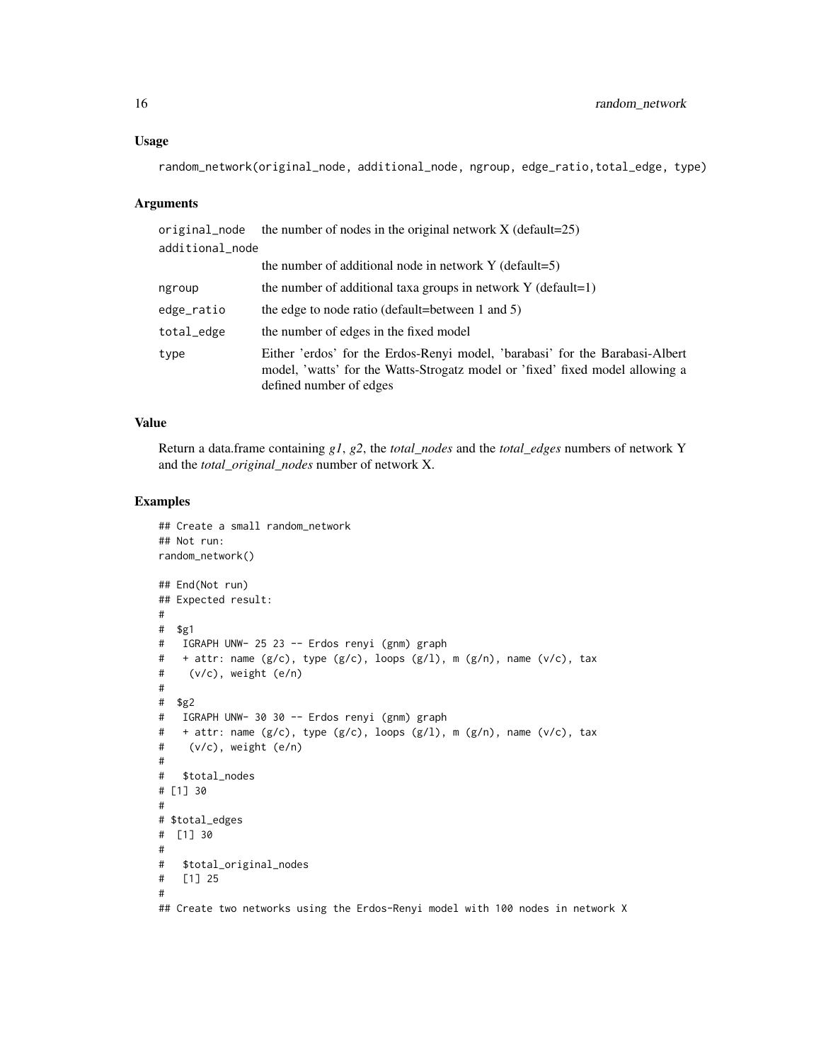### Usage

```
random_network(original_node, additional_node, ngroup, edge_ratio,total_edge, type)
```

### Arguments

| | |
|---|---|
| original_node | the number of nodes in the original network X (default=25) |
| additional_node | the number of additional node in network Y (default=5) |
| ngroup | the number of additional taxa groups in network Y (default=1) |
| edge_ratio | the edge to node ratio (default=between 1 and 5) |
| total_edge | the number of edges in the fixed model |
| type | Either 'erdos' for the Erdos-Renyi model, 'barabasi' for the Barabasi-Albert model, 'watts' for the Watts-Strogatz model or 'fixed' fixed model allowing a defined number of edges |

### Value

Return a data.frame containing *g1*, *g2*, the *total_nodes* and the *total_edges* numbers of network Y and the *total_original_nodes* number of network X.

### Examples

```
## Create a small random_network
## Not run:
random_network()

## End(Not run)
## Expected result:
#
#  $g1
#   IGRAPH UNW- 25 23 -- Erdos renyi (gnm) graph
#   + attr: name (g/c), type (g/c), loops (g/l), m (g/n), name (v/c), tax
#    (v/c), weight (e/n)
#
#  $g2
#   IGRAPH UNW- 30 30 -- Erdos renyi (gnm) graph
#   + attr: name (g/c), type (g/c), loops (g/l), m (g/n), name (v/c), tax
#    (v/c), weight (e/n)
#
#   $total_nodes
# [1] 30
#
# $total_edges
#  [1] 30
#
#   $total_original_nodes
#   [1] 25
#
## Create two networks using the Erdos-Renyi model with 100 nodes in network X
```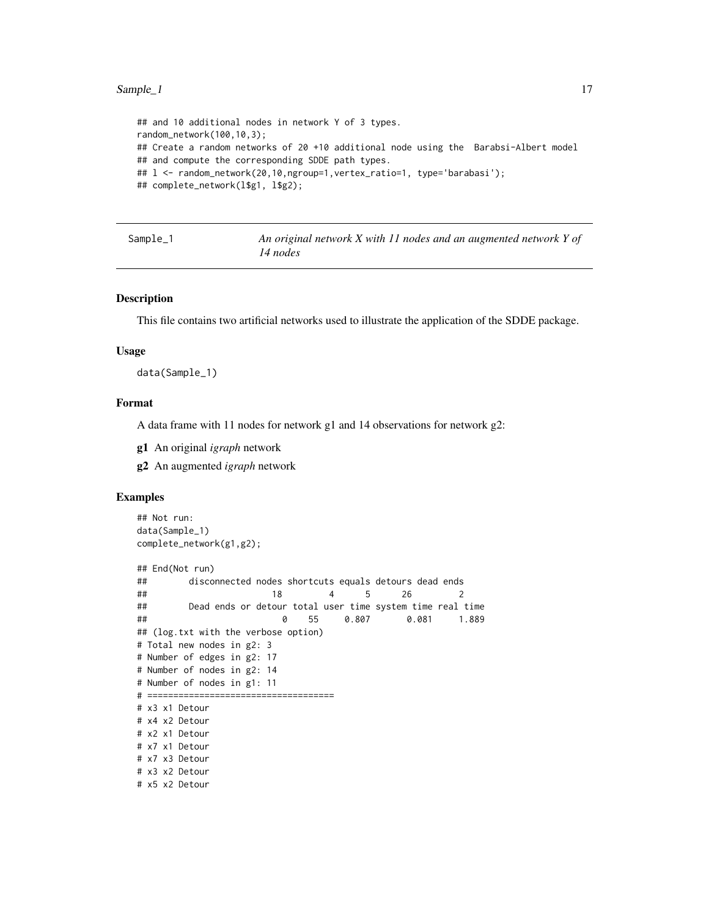```
## and 10 additional nodes in network Y of 3 types.
random_network(100,10,3);
## Create a random networks of 20 +10 additional node using the  Barabsi-Albert model
## and compute the corresponding SDDE path types.
## l <- random_network(20,10,ngroup=1,vertex_ratio=1, type='barabasi');
## complete_network(l$g1, l$g2);
```

---

## Sample_1 — *An original network X with 11 nodes and an augmented network Y of 14 nodes*

### Description

This file contains two artificial networks used to illustrate the application of the SDDE package.

### Usage

```
data(Sample_1)
```

### Format

A data frame with 11 nodes for network g1 and 14 observations for network g2:

**g1** An original *igraph* network

**g2** An augmented *igraph* network

### Examples

```
## Not run:
data(Sample_1)
complete_network(g1,g2);

## End(Not run)
##        disconnected nodes shortcuts equals detours dead ends
##                       18         4      5      26         2
##        Dead ends or detour total user time system time real time
##                          0    55     0.807       0.081     1.889
## (log.txt with the verbose option)
# Total new nodes in g2: 3
# Number of edges in g2: 17
# Number of nodes in g2: 14
# Number of nodes in g1: 11
# ===================================
# x3 x1 Detour
# x4 x2 Detour
# x2 x1 Detour
# x7 x1 Detour
# x7 x3 Detour
# x3 x2 Detour
# x5 x2 Detour
```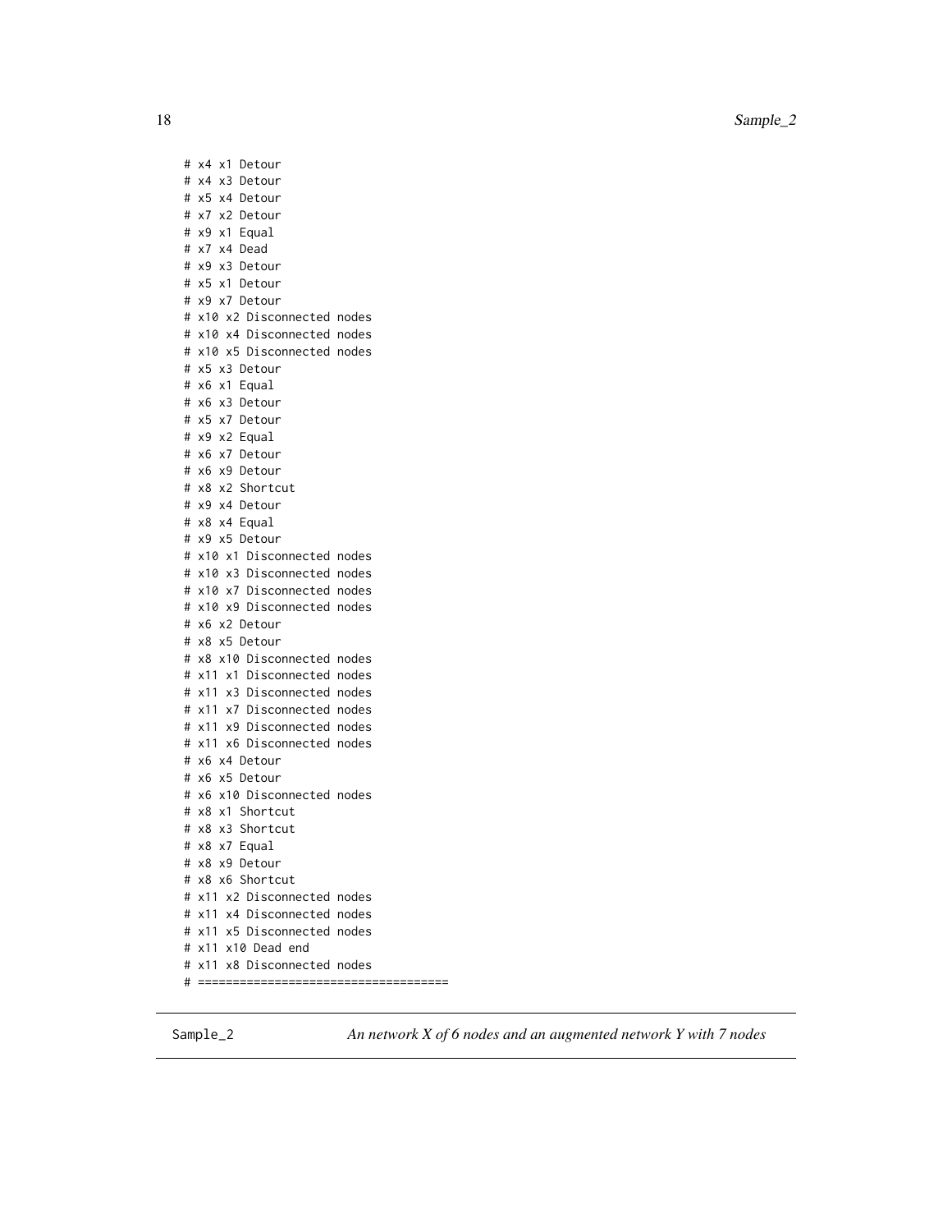```
# x4 x1 Detour
# x4 x3 Detour
# x5 x4 Detour
# x7 x2 Detour
# x9 x1 Equal
# x7 x4 Dead
# x9 x3 Detour
# x5 x1 Detour
# x9 x7 Detour
# x10 x2 Disconnected nodes
# x10 x4 Disconnected nodes
# x10 x5 Disconnected nodes
# x5 x3 Detour
# x6 x1 Equal
# x6 x3 Detour
# x5 x7 Detour
# x9 x2 Equal
# x6 x7 Detour
# x6 x9 Detour
# x8 x2 Shortcut
# x9 x4 Detour
# x8 x4 Equal
# x9 x5 Detour
# x10 x1 Disconnected nodes
# x10 x3 Disconnected nodes
# x10 x7 Disconnected nodes
# x10 x9 Disconnected nodes
# x6 x2 Detour
# x8 x5 Detour
# x8 x10 Disconnected nodes
# x11 x1 Disconnected nodes
# x11 x3 Disconnected nodes
# x11 x7 Disconnected nodes
# x11 x9 Disconnected nodes
# x11 x6 Disconnected nodes
# x6 x4 Detour
# x6 x5 Detour
# x6 x10 Disconnected nodes
# x8 x1 Shortcut
# x8 x3 Shortcut
# x8 x7 Equal
# x8 x9 Detour
# x8 x6 Shortcut
# x11 x2 Disconnected nodes
# x11 x4 Disconnected nodes
# x11 x5 Disconnected nodes
# x11 x10 Dead end
# x11 x8 Disconnected nodes
# ===================================
```

---

Sample_2 *An network X of 6 nodes and an augmented network Y with 7 nodes*

---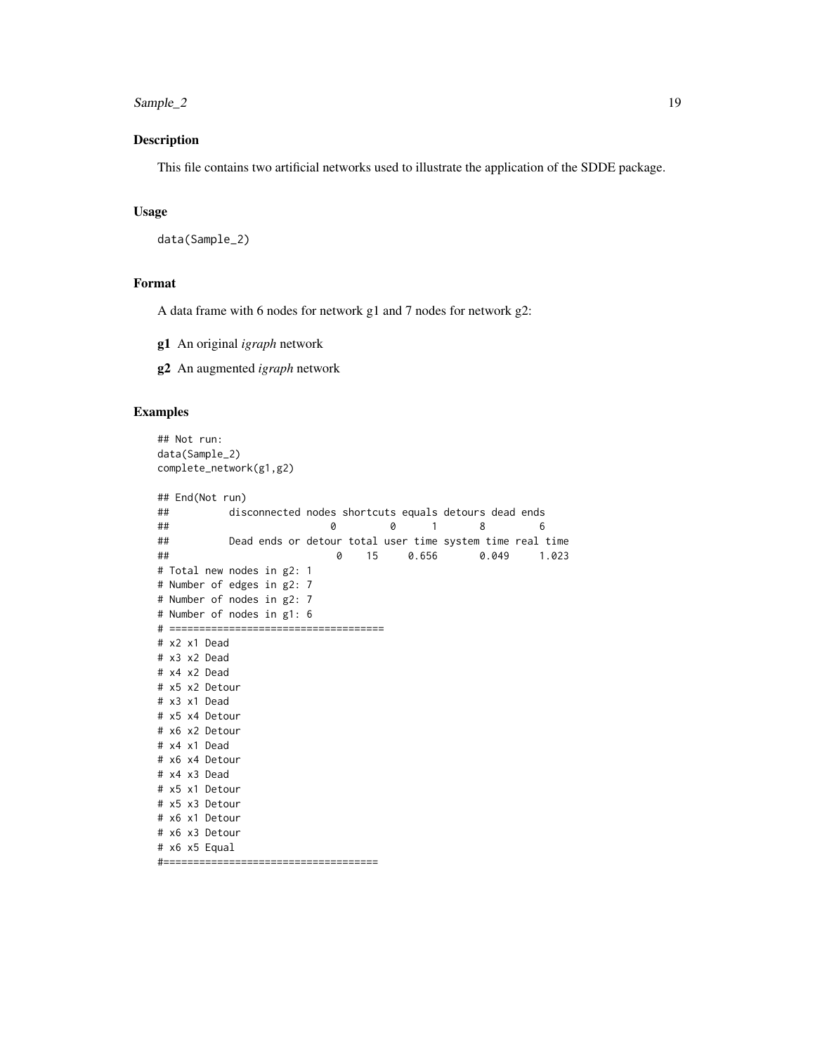## Description

This file contains two artificial networks used to illustrate the application of the SDDE package.

## Usage

```
data(Sample_2)
```

## Format

A data frame with 6 nodes for network g1 and 7 nodes for network g2:

**g1** An original *igraph* network

**g2** An augmented *igraph* network

## Examples

```
## Not run:
data(Sample_2)
complete_network(g1,g2)

## End(Not run)
##          disconnected nodes shortcuts equals detours dead ends
##                           0         0      1       8         6
##          Dead ends or detour total user time system time real time
##                            0    15     0.656       0.049     1.023
# Total new nodes in g2: 1
# Number of edges in g2: 7
# Number of nodes in g2: 7
# Number of nodes in g1: 6
# ====================================
# x2 x1 Dead
# x3 x2 Dead
# x4 x2 Dead
# x5 x2 Detour
# x3 x1 Dead
# x5 x4 Detour
# x6 x2 Detour
# x4 x1 Dead
# x6 x4 Detour
# x4 x3 Dead
# x5 x1 Detour
# x5 x3 Detour
# x6 x1 Detour
# x6 x3 Detour
# x6 x5 Equal
#====================================
```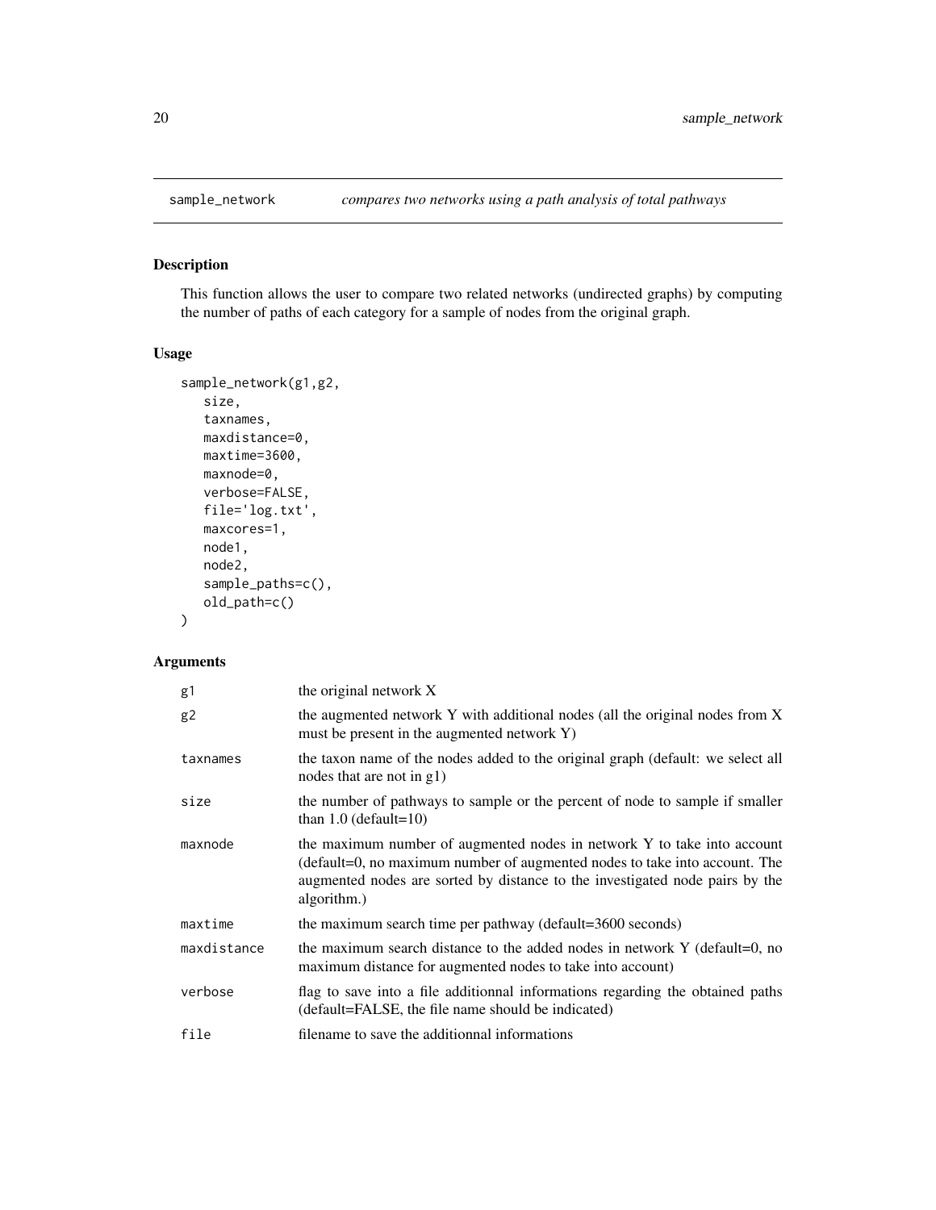sample_network *compares two networks using a path analysis of total pathways*

## Description

This function allows the user to compare two related networks (undirected graphs) by computing the number of paths of each category for a sample of nodes from the original graph.

## Usage

```
sample_network(g1,g2,
   size,
   taxnames,
   maxdistance=0,
   maxtime=3600,
   maxnode=0,
   verbose=FALSE,
   file='log.txt',
   maxcores=1,
   node1,
   node2,
   sample_paths=c(),
   old_path=c()
)
```

## Arguments

| | |
|---|---|
| g1 | the original network X |
| g2 | the augmented network Y with additional nodes (all the original nodes from X must be present in the augmented network Y) |
| taxnames | the taxon name of the nodes added to the original graph (default: we select all nodes that are not in g1) |
| size | the number of pathways to sample or the percent of node to sample if smaller than 1.0 (default=10) |
| maxnode | the maximum number of augmented nodes in network Y to take into account (default=0, no maximum number of augmented nodes to take into account. The augmented nodes are sorted by distance to the investigated node pairs by the algorithm.) |
| maxtime | the maximum search time per pathway (default=3600 seconds) |
| maxdistance | the maximum search distance to the added nodes in network Y (default=0, no maximum distance for augmented nodes to take into account) |
| verbose | flag to save into a file additionnal informations regarding the obtained paths (default=FALSE, the file name should be indicated) |
| file | filename to save the additionnal informations |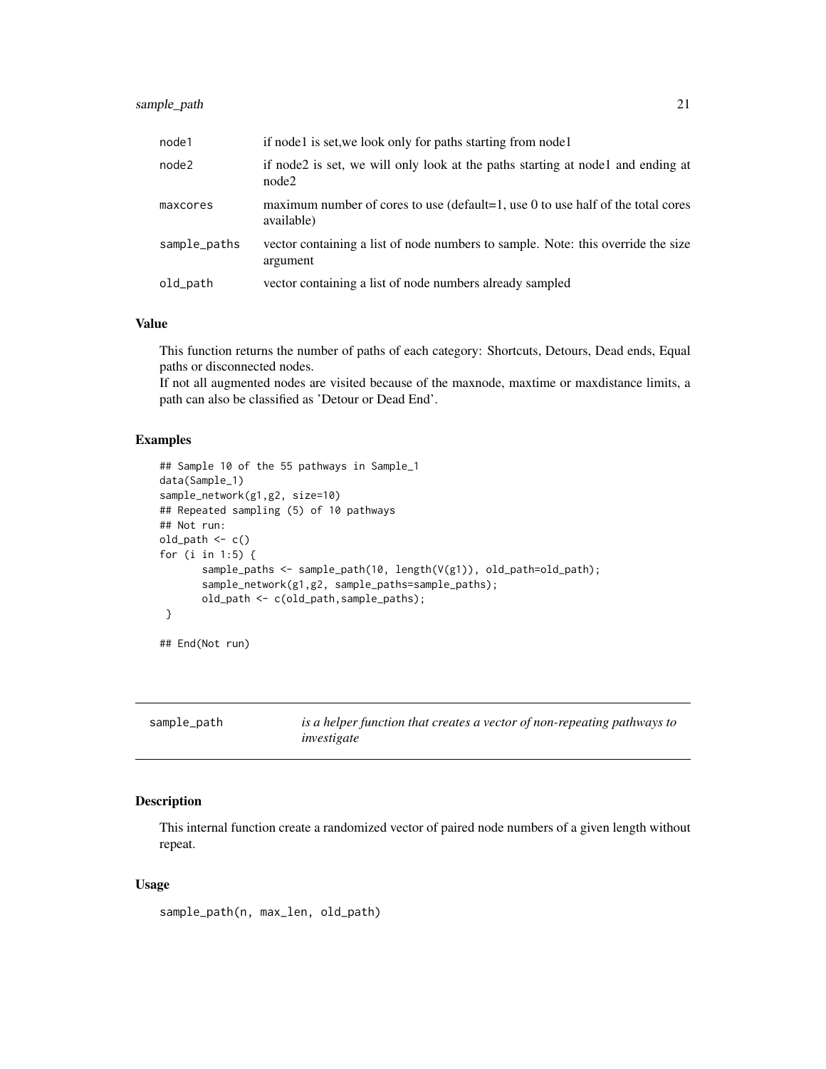| | |
|---|---|
| node1 | if node1 is set,we look only for paths starting from node1 |
| node2 | if node2 is set, we will only look at the paths starting at node1 and ending at node2 |
| maxcores | maximum number of cores to use (default=1, use 0 to use half of the total cores available) |
| sample_paths | vector containing a list of node numbers to sample. Note: this override the size argument |
| old_path | vector containing a list of node numbers already sampled |

### Value

This function returns the number of paths of each category: Shortcuts, Detours, Dead ends, Equal paths or disconnected nodes.
If not all augmented nodes are visited because of the maxnode, maxtime or maxdistance limits, a path can also be classified as 'Detour or Dead End'.

### Examples

```
## Sample 10 of the 55 pathways in Sample_1
data(Sample_1)
sample_network(g1,g2, size=10)
## Repeated sampling (5) of 10 pathways
## Not run:
old_path <- c()
for (i in 1:5) {
       sample_paths <- sample_path(10, length(V(g1)), old_path=old_path);
       sample_network(g1,g2, sample_paths=sample_paths);
       old_path <- c(old_path,sample_paths);
 }

## End(Not run)
```

---

## sample_path *is a helper function that creates a vector of non-repeating pathways to investigate*

### Description

This internal function create a randomized vector of paired node numbers of a given length without repeat.

### Usage

```
sample_path(n, max_len, old_path)
```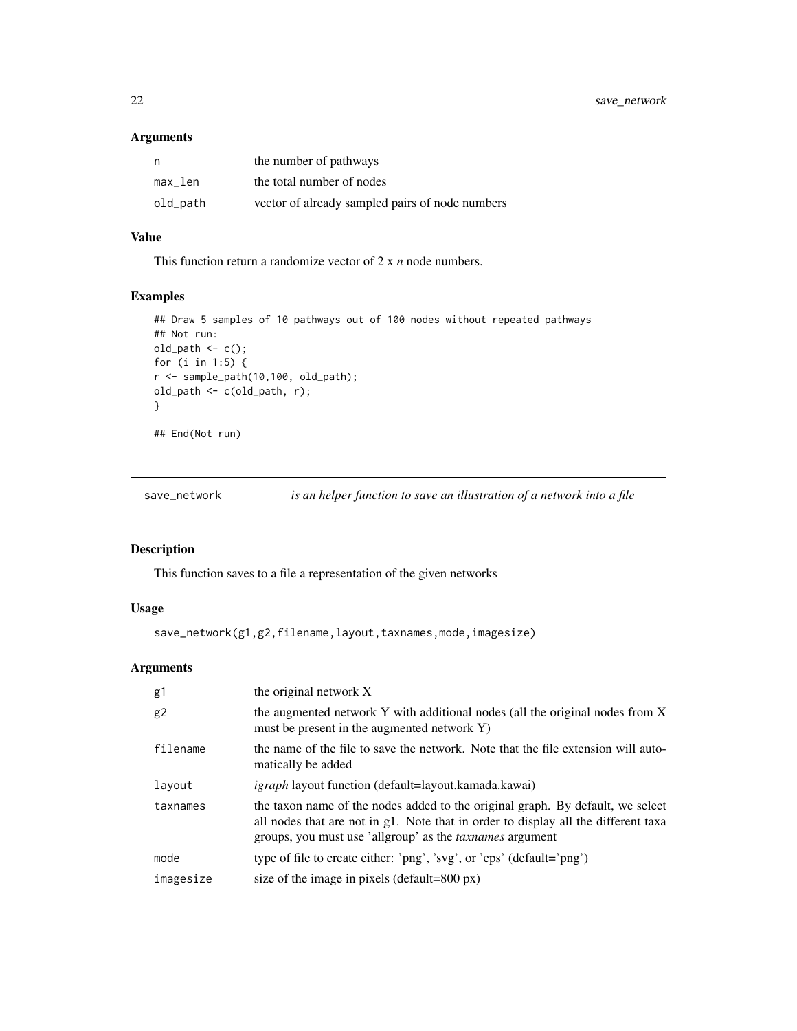### Arguments

| | |
|---|---|
| n | the number of pathways |
| max_len | the total number of nodes |
| old_path | vector of already sampled pairs of node numbers |

### Value

This function return a randomize vector of 2 x *n* node numbers.

### Examples

```
## Draw 5 samples of 10 pathways out of 100 nodes without repeated pathways
## Not run:
old_path <- c();
for (i in 1:5) {
r <- sample_path(10,100, old_path);
old_path <- c(old_path, r);
}

## End(Not run)
```

---

## save_network — *is an helper function to save an illustration of a network into a file*

### Description

This function saves to a file a representation of the given networks

### Usage

```
save_network(g1,g2,filename,layout,taxnames,mode,imagesize)
```

### Arguments

| | |
|---|---|
| g1 | the original network X |
| g2 | the augmented network Y with additional nodes (all the original nodes from X must be present in the augmented network Y) |
| filename | the name of the file to save the network. Note that the file extension will automatically be added |
| layout | *igraph* layout function (default=layout.kamada.kawai) |
| taxnames | the taxon name of the nodes added to the original graph. By default, we select all nodes that are not in g1. Note that in order to display all the different taxa groups, you must use 'allgroup' as the *taxnames* argument |
| mode | type of file to create either: 'png', 'svg', or 'eps' (default='png') |
| imagesize | size of the image in pixels (default=800 px) |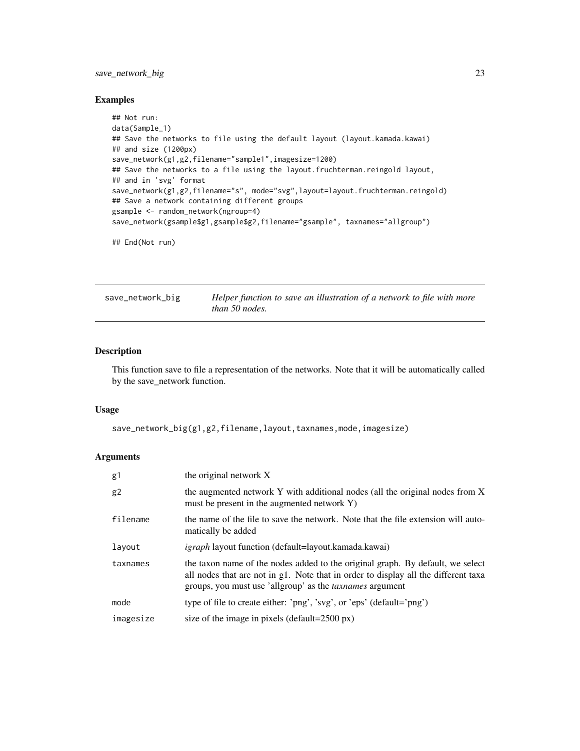### Examples

```
## Not run:
data(Sample_1)
## Save the networks to file using the default layout (layout.kamada.kawai)
## and size (1200px)
save_network(g1,g2,filename="sample1",imagesize=1200)
## Save the networks to a file using the layout.fruchterman.reingold layout,
## and in 'svg' format
save_network(g1,g2,filename="s", mode="svg",layout=layout.fruchterman.reingold)
## Save a network containing different groups
gsample <- random_network(ngroup=4)
save_network(gsample$g1,gsample$g2,filename="gsample", taxnames="allgroup")

## End(Not run)
```

## save_network_big — *Helper function to save an illustration of a network to file with more than 50 nodes.*

### Description

This function save to file a representation of the networks. Note that it will be automatically called by the save_network function.

### Usage

```
save_network_big(g1,g2,filename,layout,taxnames,mode,imagesize)
```

### Arguments

| | |
|---|---|
| g1 | the original network X |
| g2 | the augmented network Y with additional nodes (all the original nodes from X must be present in the augmented network Y) |
| filename | the name of the file to save the network. Note that the file extension will automatically be added |
| layout | *igraph* layout function (default=layout.kamada.kawai) |
| taxnames | the taxon name of the nodes added to the original graph. By default, we select all nodes that are not in g1. Note that in order to display all the different taxa groups, you must use 'allgroup' as the *taxnames* argument |
| mode | type of file to create either: 'png', 'svg', or 'eps' (default='png') |
| imagesize | size of the image in pixels (default=2500 px) |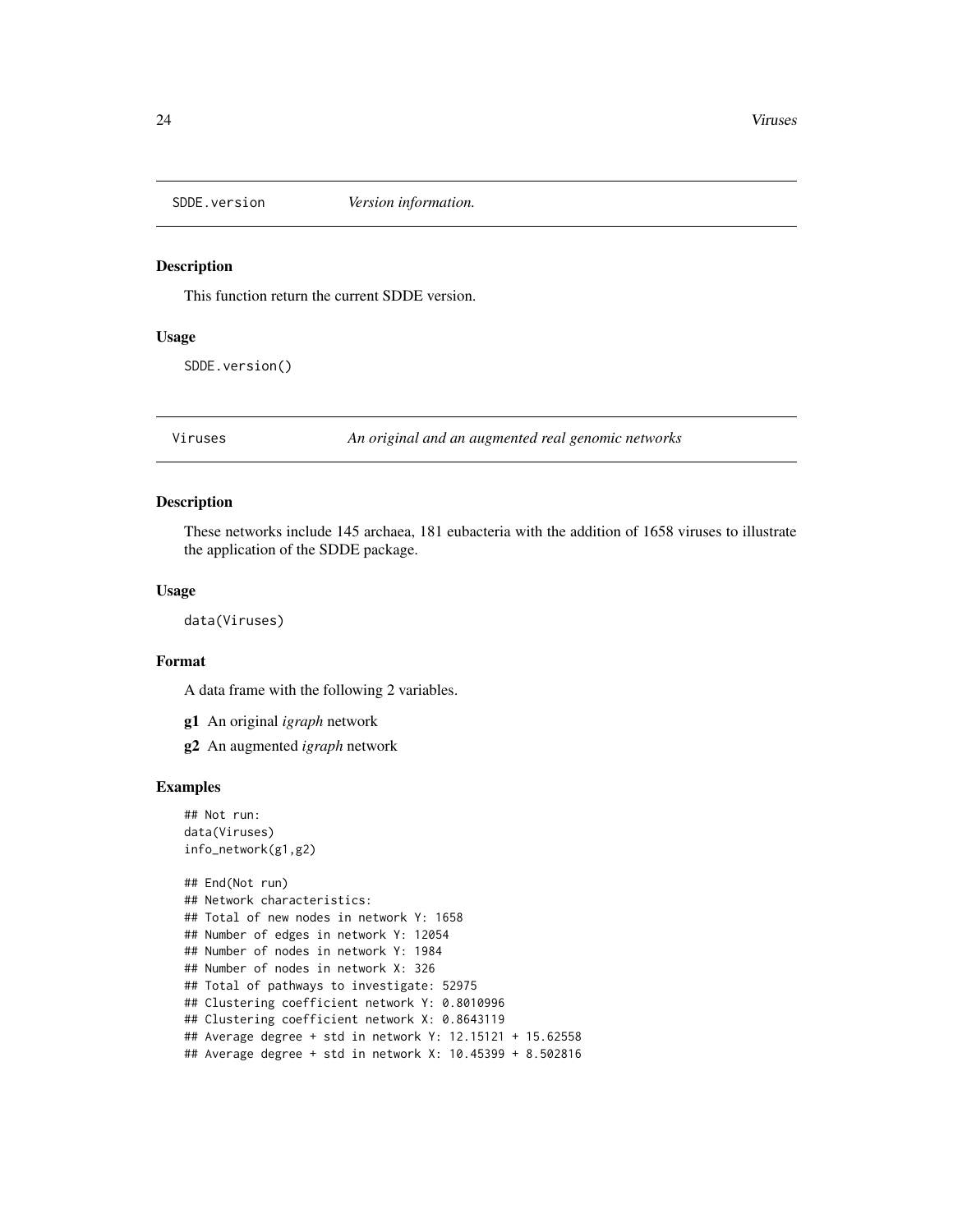## SDDE.version *Version information.*

### Description

This function return the current SDDE version.

### Usage

```
SDDE.version()
```

## Viruses *An original and an augmented real genomic networks*

### Description

These networks include 145 archaea, 181 eubacteria with the addition of 1658 viruses to illustrate the application of the SDDE package.

### Usage

```
data(Viruses)
```

### Format

A data frame with the following 2 variables.

**g1** An original *igraph* network

**g2** An augmented *igraph* network

### Examples

```
## Not run:
data(Viruses)
info_network(g1,g2)

## End(Not run)
## Network characteristics:
## Total of new nodes in network Y: 1658
## Number of edges in network Y: 12054
## Number of nodes in network Y: 1984
## Number of nodes in network X: 326
## Total of pathways to investigate: 52975
## Clustering coefficient network Y: 0.8010996
## Clustering coefficient network X: 0.8643119
## Average degree + std in network Y: 12.15121 + 15.62558
## Average degree + std in network X: 10.45399 + 8.502816
```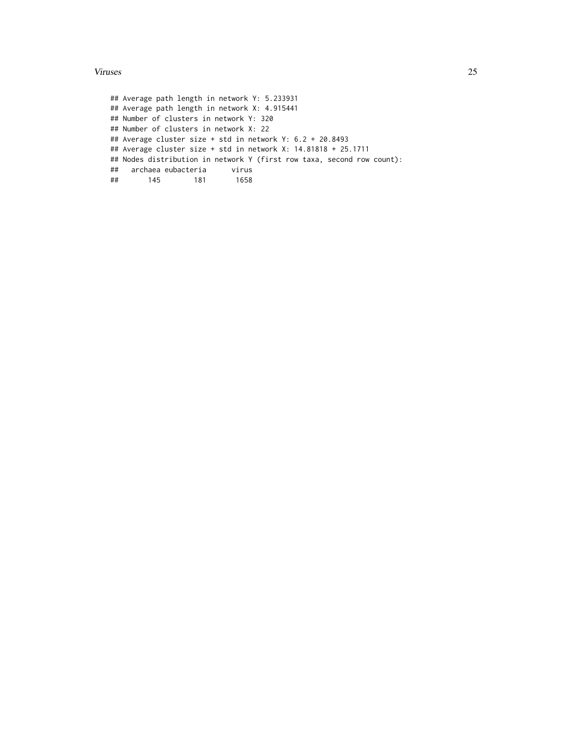```
## Average path length in network Y: 5.233931
## Average path length in network X: 4.915441
## Number of clusters in network Y: 320
## Number of clusters in network X: 22
## Average cluster size + std in network Y: 6.2 + 20.8493
## Average cluster size + std in network X: 14.81818 + 25.1711
## Nodes distribution in network Y (first row taxa, second row count):
##    archaea eubacteria      virus
##        145        181       1658
```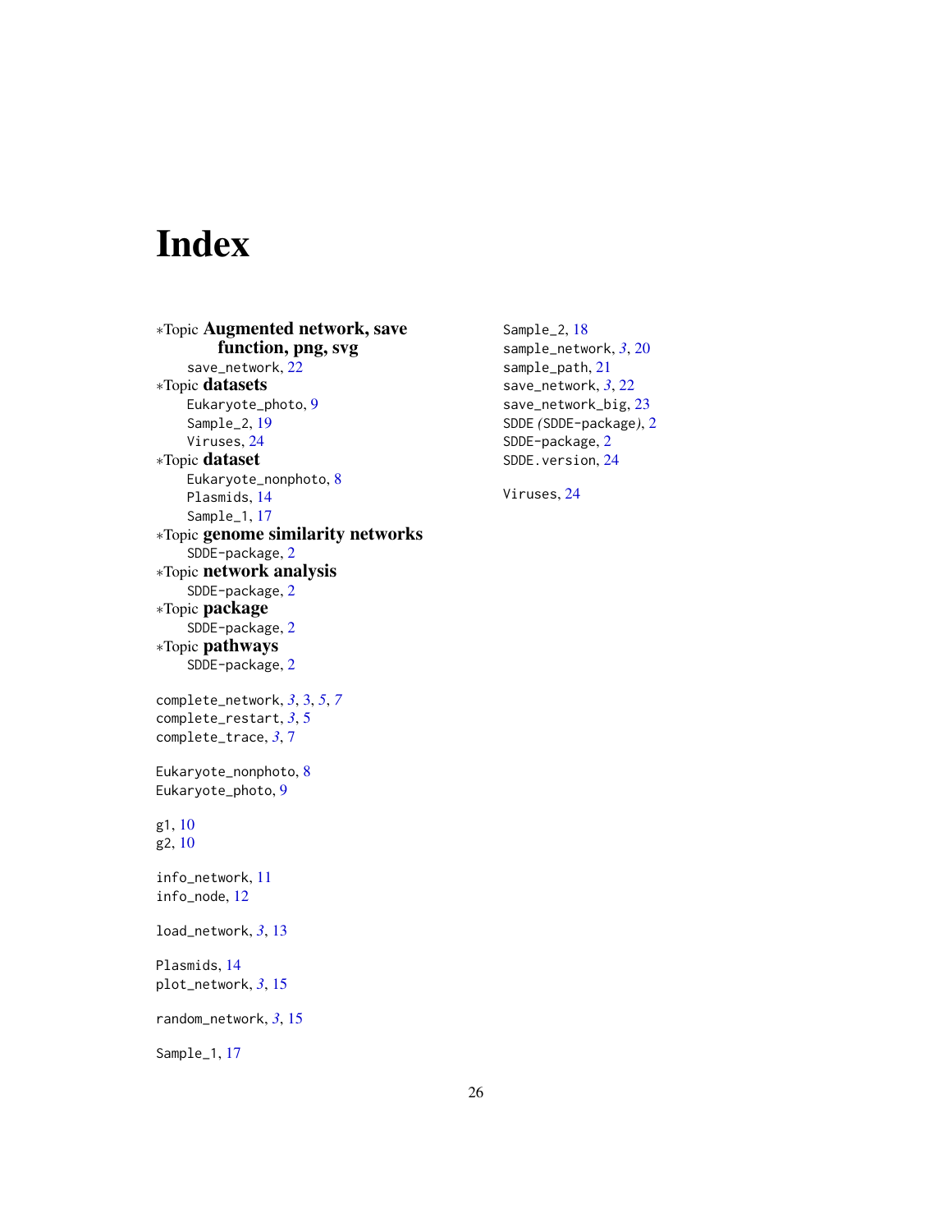# Index

∗Topic **Augmented network, save function, png, svg**
    save_network, 22
∗Topic **datasets**
    Eukaryote_photo, 9
    Sample_2, 19
    Viruses, 24
∗Topic **dataset**
    Eukaryote_nonphoto, 8
    Plasmids, 14
    Sample_1, 17
∗Topic **genome similarity networks**
    SDDE-package, 2
∗Topic **network analysis**
    SDDE-package, 2
∗Topic **package**
    SDDE-package, 2
∗Topic **pathways**
    SDDE-package, 2

complete_network, *3*, 3, *5*, *7*
complete_restart, *3*, 5
complete_trace, *3*, 7

Eukaryote_nonphoto, 8
Eukaryote_photo, 9

g1, 10
g2, 10

info_network, 11
info_node, 12

load_network, *3*, 13

Plasmids, 14
plot_network, *3*, 15

random_network, *3*, 15

Sample_1, 17
Sample_2, 18
sample_network, *3*, 20
sample_path, 21
save_network, *3*, 22
save_network_big, 23
SDDE *(SDDE-package)*, 2
SDDE-package, 2
SDDE.version, 24

Viruses, 24